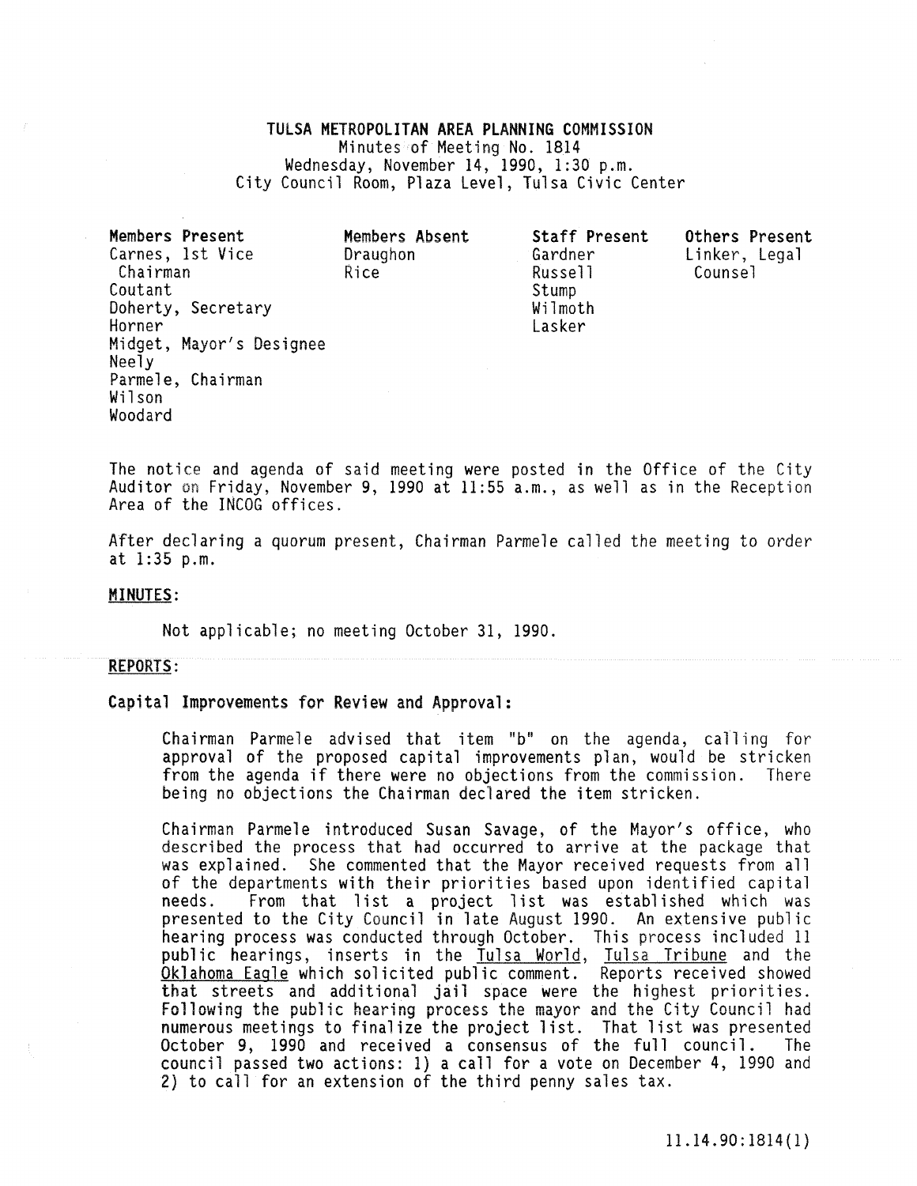**TULSA METROPOLITAN AREA PLANNING COMMISSION**
Minutes of Meeting No. 1814
Wednesday, November 14, 1990, 1:30 p.m.
City Council Room, Plaza Level, Tulsa Civic Center

| Members Present | Members Absent | Staff Present | Others Present |
|---|---|---|---|
| Carnes, 1st Vice Chairman | Draughon | Gardner | Linker, Legal Counsel |
| Coutant | Rice | Russell | |
| Doherty, Secretary | | Stump | |
| Horner | | Wilmoth | |
| Midget, Mayor's Designee | | Lasker | |
| Neely | | | |
| Parmele, Chairman | | | |
| Wilson | | | |
| Woodard | | | |

The notice and agenda of said meeting were posted in the Office of the City Auditor on Friday, November 9, 1990 at 11:55 a.m., as well as in the Reception Area of the INCOG offices.

After declaring a quorum present, Chairman Parmele called the meeting to order at 1:35 p.m.

**MINUTES:**

Not applicable; no meeting October 31, 1990.

**REPORTS:**

**Capital Improvements for Review and Approval:**

Chairman Parmele advised that item "b" on the agenda, calling for approval of the proposed capital improvements plan, would be stricken from the agenda if there were no objections from the commission. There being no objections the Chairman declared the item stricken.

Chairman Parmele introduced Susan Savage, of the Mayor's office, who described the process that had occurred to arrive at the package that was explained. She commented that the Mayor received requests from all of the departments with their priorities based upon identified capital needs. From that list a project list was established which was presented to the City Council in late August 1990. An extensive public hearing process was conducted through October. This process included 11 public hearings, inserts in the Tulsa World, Tulsa Tribune and the Oklahoma Eagle which solicited public comment. Reports received showed that streets and additional jail space were the highest priorities. Following the public hearing process the mayor and the City Council had numerous meetings to finalize the project list. That list was presented October 9, 1990 and received a consensus of the full council. The council passed two actions: 1) a call for a vote on December 4, 1990 and 2) to call for an extension of the third penny sales tax.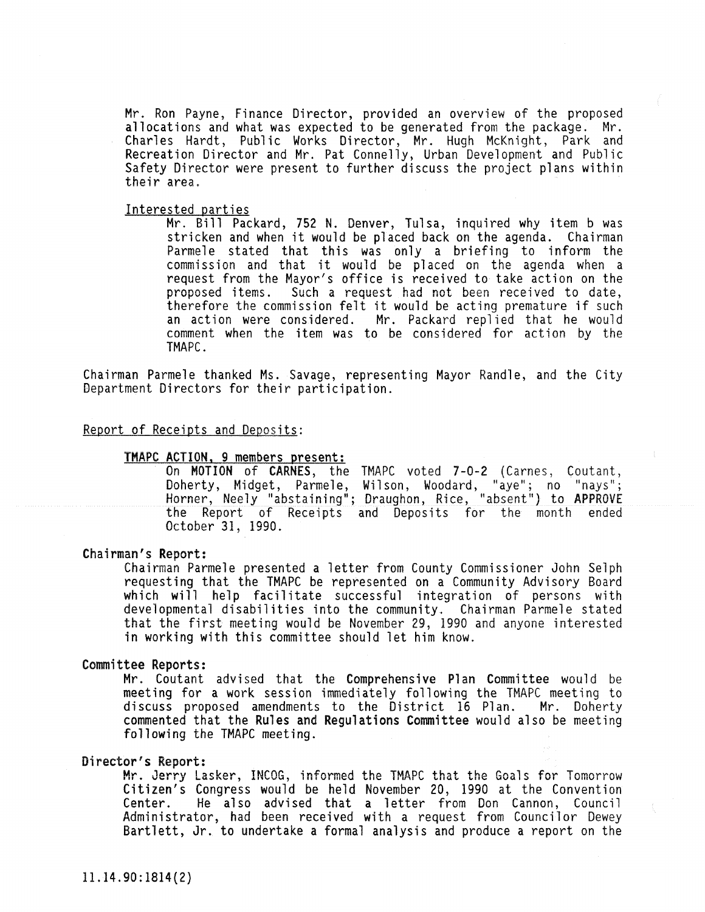Mr. Ron Payne, Finance Director, provided an overview of the proposed allocations and what was expected to be generated from the package. Mr. Charles Hardt, Public Works Director, Mr. Hugh McKnight, Park and Recreation Director and Mr. Pat Connelly, Urban Development and Public Safety Director were present to further discuss the project plans within their area.

Interested parties

Mr. Bill Packard, 752 N. Denver, Tulsa, inquired why item b was stricken and when it would be placed back on the agenda. Chairman Parmele stated that this was only a briefing to inform the commission and that it would be placed on the agenda when a request from the Mayor's office is received to take action on the proposed items. Such a request had not been received to date, therefore the commission felt it would be acting premature if such an action were considered. Mr. Packard replied that he would comment when the item was to be considered for action by the TMAPC.

Chairman Parmele thanked Ms. Savage, representing Mayor Randle, and the City Department Directors for their participation.

Report of Receipts and Deposits:

**TMAPC ACTION, 9 members present:**

On **MOTION** of **CARNES**, the TMAPC voted 7-0-2 (Carnes, Coutant, Doherty, Midget, Parmele, Wilson, Woodard, "aye"; no "nays"; Horner, Neely "abstaining"; Draughon, Rice, "absent") to **APPROVE** the Report of Receipts and Deposits for the month ended October 31, 1990.

**Chairman's Report:**

Chairman Parmele presented a letter from County Commissioner John Selph requesting that the TMAPC be represented on a Community Advisory Board which will help facilitate successful integration of persons with developmental disabilities into the community. Chairman Parmele stated that the first meeting would be November 29, 1990 and anyone interested in working with this committee should let him know.

**Committee Reports:**

Mr. Coutant advised that the **Comprehensive Plan Committee** would be meeting for a work session immediately following the TMAPC meeting to discuss proposed amendments to the District 16 Plan. Mr. Doherty commented that the **Rules and Regulations Committee** would also be meeting following the TMAPC meeting.

**Director's Report:**

Mr. Jerry Lasker, INCOG, informed the TMAPC that the Goals for Tomorrow Citizen's Congress would be held November 20, 1990 at the Convention Center. He also advised that a letter from Don Cannon, Council Administrator, had been received with a request from Councilor Dewey Bartlett, Jr. to undertake a formal analysis and produce a report on the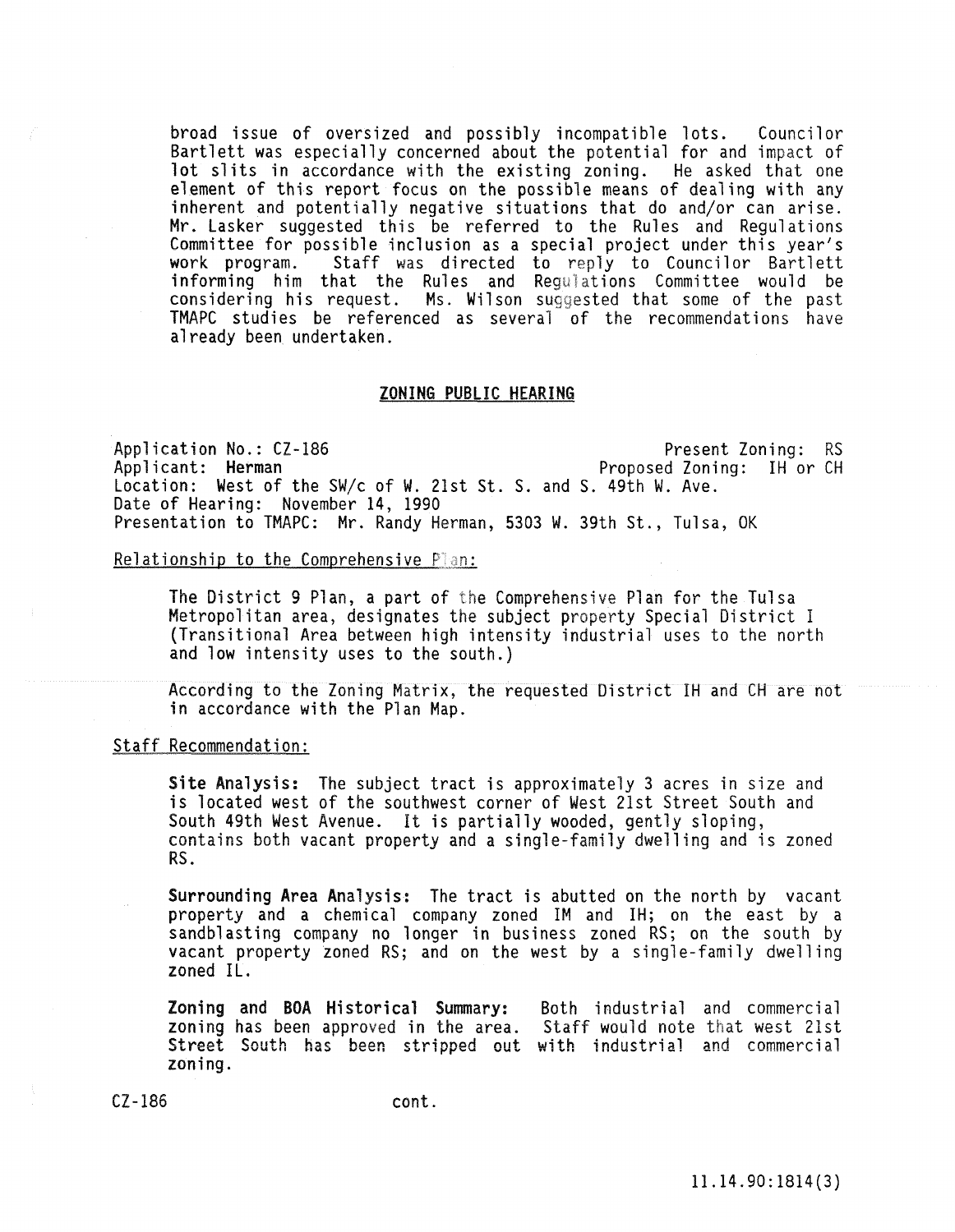broad issue of oversized and possibly incompatible lots. Councilor Bartlett was especially concerned about the potential for and impact of lot slits in accordance with the existing zoning. He asked that one element of this report focus on the possible means of dealing with any inherent and potentially negative situations that do and/or can arise. Mr. Lasker suggested this be referred to the Rules and Regulations Committee for possible inclusion as a special project under this year's work program. Staff was directed to reply to Councilor Bartlett informing him that the Rules and Regulations Committee would be considering his request. Ms. Wilson suggested that some of the past TMAPC studies be referenced as several of the recommendations have already been undertaken.

## ZONING PUBLIC HEARING

Application No.: CZ-186 — Present Zoning: RS
Applicant: **Herman** — Proposed Zoning: IH or CH
Location: West of the SW/c of W. 21st St. S. and S. 49th W. Ave.
Date of Hearing: November 14, 1990
Presentation to TMAPC: Mr. Randy Herman, 5303 W. 39th St., Tulsa, OK

Relationship to the Comprehensive Plan:

The District 9 Plan, a part of the Comprehensive Plan for the Tulsa Metropolitan area, designates the subject property Special District I (Transitional Area between high intensity industrial uses to the north and low intensity uses to the south.)

According to the Zoning Matrix, the requested District IH and CH are not in accordance with the Plan Map.

Staff Recommendation:

**Site Analysis:** The subject tract is approximately 3 acres in size and is located west of the southwest corner of West 21st Street South and South 49th West Avenue. It is partially wooded, gently sloping, contains both vacant property and a single-family dwelling and is zoned RS.

**Surrounding Area Analysis:** The tract is abutted on the north by vacant property and a chemical company zoned IM and IH; on the east by a sandblasting company no longer in business zoned RS; on the south by vacant property zoned RS; and on the west by a single-family dwelling zoned IL.

**Zoning and BOA Historical Summary:** Both industrial and commercial zoning has been approved in the area. Staff would note that west 21st Street South has been stripped out with industrial and commercial zoning.

CZ-186 cont.

11.14.90:1814(3)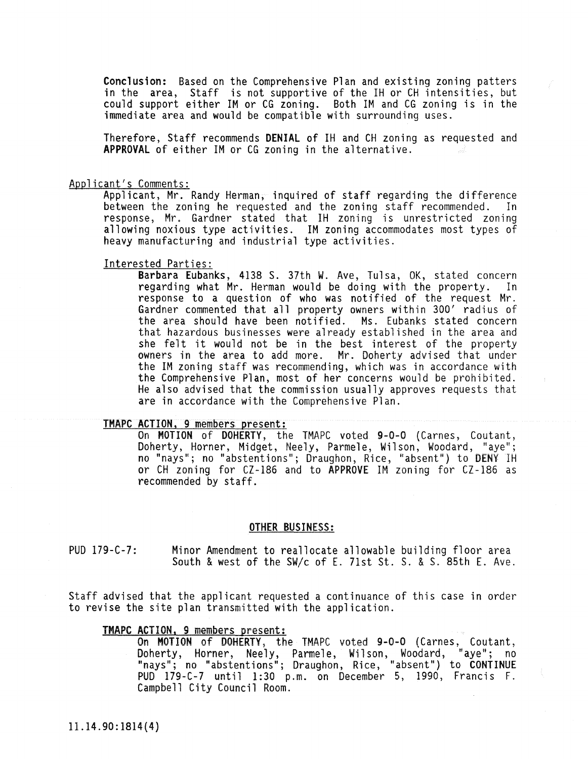**Conclusion:** Based on the Comprehensive Plan and existing zoning patters in the area, Staff is not supportive of the IH or CH intensities, but could support either IM or CG zoning. Both IM and CG zoning is in the immediate area and would be compatible with surrounding uses.

Therefore, Staff recommends **DENIAL** of IH and CH zoning as requested and **APPROVAL** of either IM or CG zoning in the alternative.

Applicant's Comments:

Applicant, Mr. Randy Herman, inquired of staff regarding the difference between the zoning he requested and the zoning staff recommended. In response, Mr. Gardner stated that IH zoning is unrestricted zoning allowing noxious type activities. IM zoning accommodates most types of heavy manufacturing and industrial type activities.

Interested Parties:

**Barbara Eubanks**, 4138 S. 37th W. Ave, Tulsa, OK, stated concern regarding what Mr. Herman would be doing with the property. In response to a question of who was notified of the request Mr. Gardner commented that all property owners within 300' radius of the area should have been notified. Ms. Eubanks stated concern that hazardous businesses were already established in the area and she felt it would not be in the best interest of the property owners in the area to add more. Mr. Doherty advised that under the IM zoning staff was recommending, which was in accordance with the Comprehensive Plan, most of her concerns would be prohibited. He also advised that the commission usually approves requests that are in accordance with the Comprehensive Plan.

**TMAPC ACTION, 9 members present:**

On **MOTION** of **DOHERTY**, the TMAPC voted **9-0-0** (Carnes, Coutant, Doherty, Horner, Midget, Neely, Parmele, Wilson, Woodard, "aye"; no "nays"; no "abstentions"; Draughon, Rice, "absent") to **DENY** IH or CH zoning for CZ-186 and to **APPROVE** IM zoning for CZ-186 as recommended by staff.

## OTHER BUSINESS:

PUD 179-C-7: Minor Amendment to reallocate allowable building floor area South & west of the SW/c of E. 71st St. S. & S. 85th E. Ave.

Staff advised that the applicant requested a continuance of this case in order to revise the site plan transmitted with the application.

**TMAPC ACTION, 9 members present:**

On **MOTION** of **DOHERTY**, the TMAPC voted **9-0-0** (Carnes, Coutant, Doherty, Horner, Neely, Parmele, Wilson, Woodard, "aye"; no "nays"; no "abstentions"; Draughon, Rice, "absent") to **CONTINUE** PUD 179-C-7 until 1:30 p.m. on December 5, 1990, Francis F. Campbell City Council Room.

11.14.90:1814(4)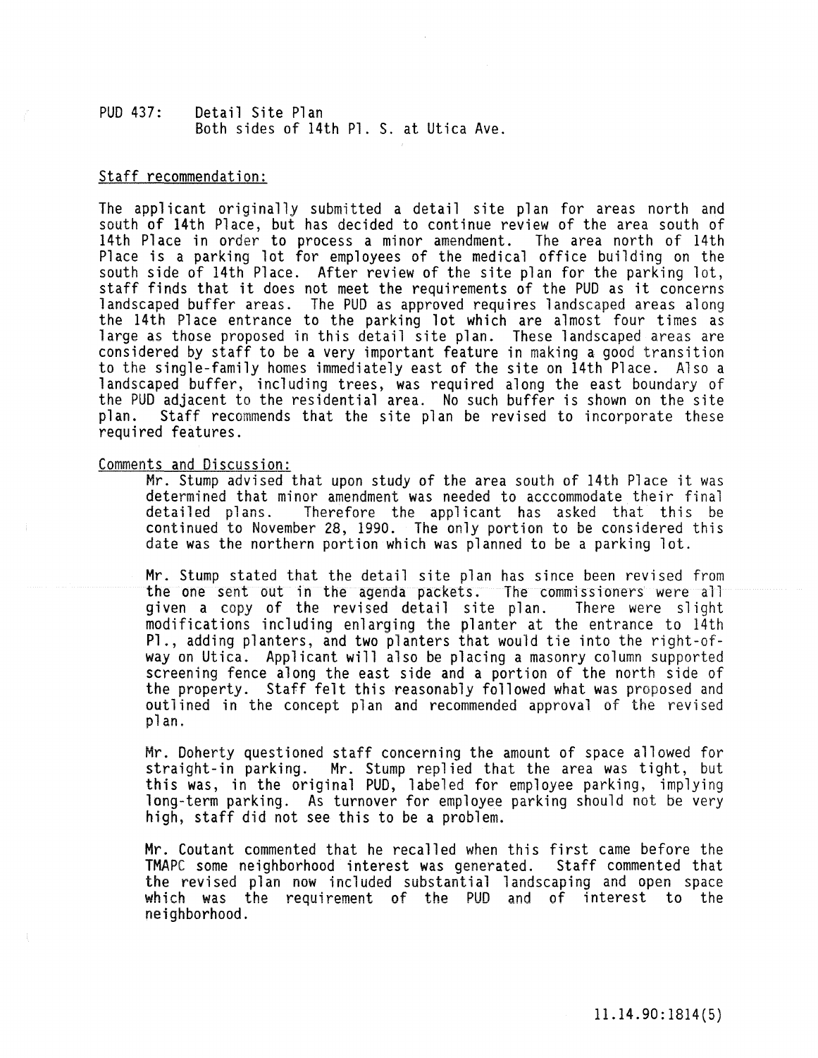PUD 437: Detail Site Plan
Both sides of 14th Pl. S. at Utica Ave.

Staff recommendation:

The applicant originally submitted a detail site plan for areas north and south of 14th Place, but has decided to continue review of the area south of 14th Place in order to process a minor amendment. The area north of 14th Place is a parking lot for employees of the medical office building on the south side of 14th Place. After review of the site plan for the parking lot, staff finds that it does not meet the requirements of the PUD as it concerns landscaped buffer areas. The PUD as approved requires landscaped areas along the 14th Place entrance to the parking lot which are almost four times as large as those proposed in this detail site plan. These landscaped areas are considered by staff to be a very important feature in making a good transition to the single-family homes immediately east of the site on 14th Place. Also a landscaped buffer, including trees, was required along the east boundary of the PUD adjacent to the residential area. No such buffer is shown on the site plan. Staff recommends that the site plan be revised to incorporate these required features.

Comments and Discussion:

Mr. Stump advised that upon study of the area south of 14th Place it was determined that minor amendment was needed to acccommodate their final detailed plans. Therefore the applicant has asked that this be continued to November 28, 1990. The only portion to be considered this date was the northern portion which was planned to be a parking lot.

Mr. Stump stated that the detail site plan has since been revised from the one sent out in the agenda packets. The commissioners were all given a copy of the revised detail site plan. There were slight modifications including enlarging the planter at the entrance to 14th Pl., adding planters, and two planters that would tie into the right-of-way on Utica. Applicant will also be placing a masonry column supported screening fence along the east side and a portion of the north side of the property. Staff felt this reasonably followed what was proposed and outlined in the concept plan and recommended approval of the revised plan.

Mr. Doherty questioned staff concerning the amount of space allowed for straight-in parking. Mr. Stump replied that the area was tight, but this was, in the original PUD, labeled for employee parking, implying long-term parking. As turnover for employee parking should not be very high, staff did not see this to be a problem.

Mr. Coutant commented that he recalled when this first came before the TMAPC some neighborhood interest was generated. Staff commented that the revised plan now included substantial landscaping and open space which was the requirement of the PUD and of interest to the neighborhood.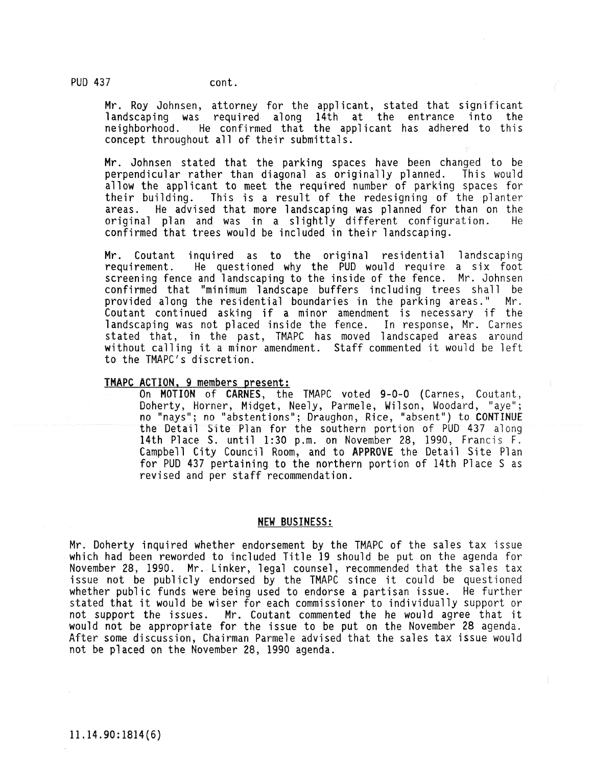PUD 437 cont.

Mr. Roy Johnsen, attorney for the applicant, stated that significant landscaping was required along 14th at the entrance into the neighborhood. He confirmed that the applicant has adhered to this concept throughout all of their submittals.

Mr. Johnsen stated that the parking spaces have been changed to be perpendicular rather than diagonal as originally planned. This would allow the applicant to meet the required number of parking spaces for their building. This is a result of the redesigning of the planter areas. He advised that more landscaping was planned for than on the original plan and was in a slightly different configuration. He confirmed that trees would be included in their landscaping.

Mr. Coutant inquired as to the original residential landscaping requirement. He questioned why the PUD would require a six foot screening fence and landscaping to the inside of the fence. Mr. Johnsen confirmed that "minimum landscape buffers including trees shall be provided along the residential boundaries in the parking areas." Mr. Coutant continued asking if a minor amendment is necessary if the landscaping was not placed inside the fence. In response, Mr. Carnes stated that, in the past, TMAPC has moved landscaped areas around without calling it a minor amendment. Staff commented it would be left to the TMAPC's discretion.

**TMAPC ACTION, 9 members present:**

On **MOTION** of **CARNES**, the TMAPC voted 9-0-0 (Carnes, Coutant, Doherty, Horner, Midget, Neely, Parmele, Wilson, Woodard, "aye"; no "nays"; no "abstentions"; Draughon, Rice, "absent") to **CONTINUE** the Detail Site Plan for the southern portion of PUD 437 along 14th Place S. until 1:30 p.m. on November 28, 1990, Francis F. Campbell City Council Room, and to **APPROVE** the Detail Site Plan for PUD 437 pertaining to the northern portion of 14th Place S as revised and per staff recommendation.

## NEW BUSINESS:

Mr. Doherty inquired whether endorsement by the TMAPC of the sales tax issue which had been reworded to included Title 19 should be put on the agenda for November 28, 1990. Mr. Linker, legal counsel, recommended that the sales tax issue not be publicly endorsed by the TMAPC since it could be questioned whether public funds were being used to endorse a partisan issue. He further stated that it would be wiser for each commissioner to individually support or not support the issues. Mr. Coutant commented the he would agree that it would not be appropriate for the issue to be put on the November 28 agenda. After some discussion, Chairman Parmele advised that the sales tax issue would not be placed on the November 28, 1990 agenda.

11.14.90:1814(6)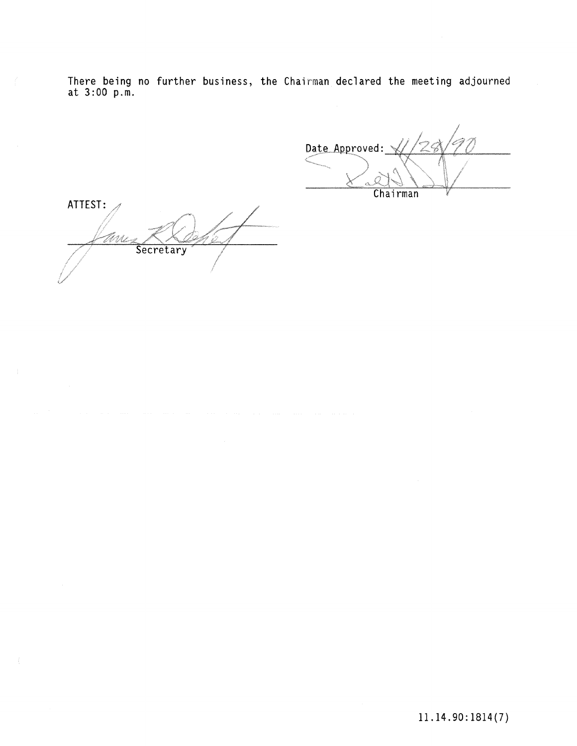There being no further business, the Chairman declared the meeting adjourned at 3:00 p.m.

Date Approved: 11/28/90

______________________
Chairman

ATTEST:

______________________
Secretary

11.14.90:1814(7)